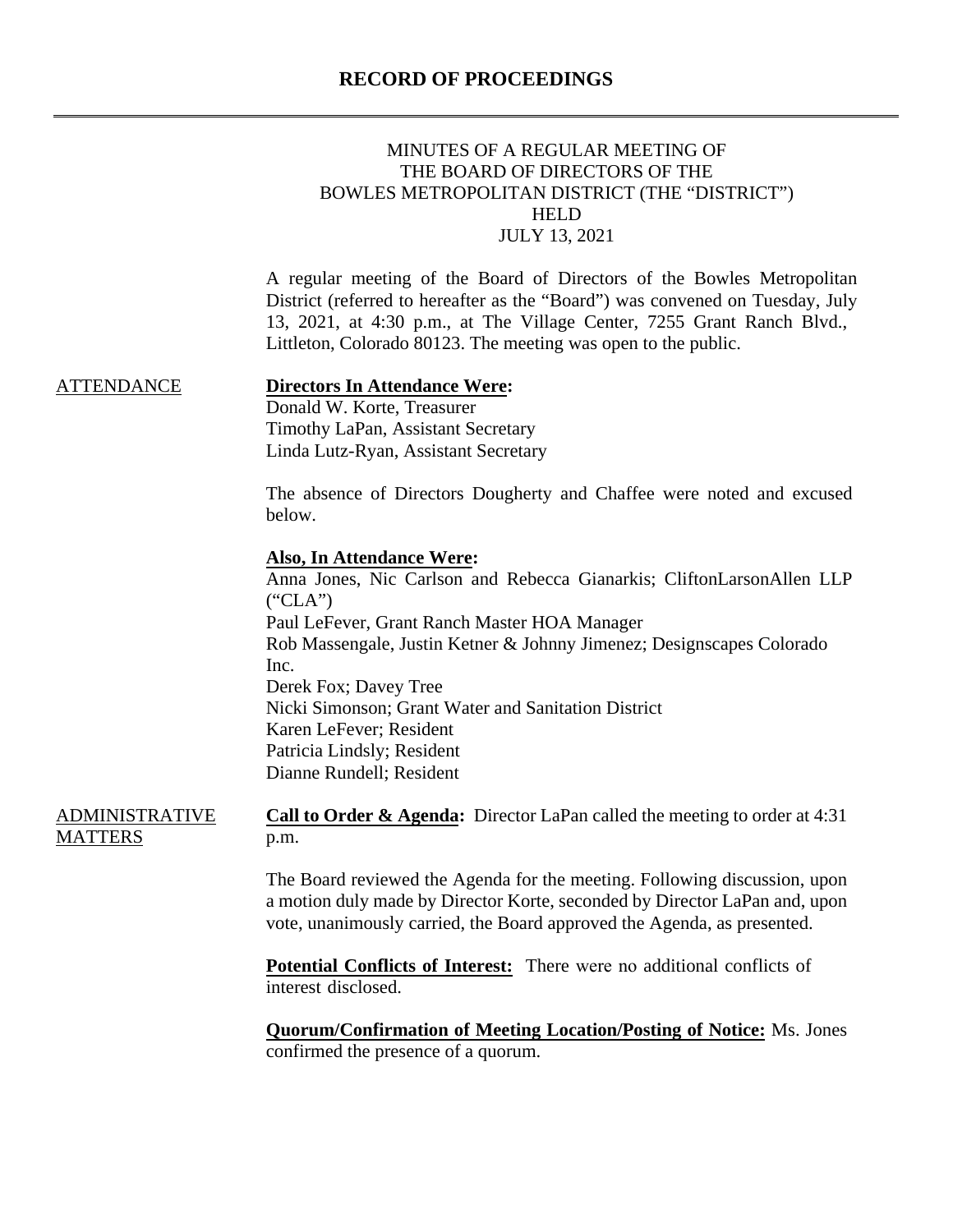# RECORD OF PROCEEDINGS

MINUTES OF A REGULAR MEETING OF
THE BOARD OF DIRECTORS OF THE
BOWLES METROPOLITAN DISTRICT (THE "DISTRICT")
HELD
JULY 13, 2021

A regular meeting of the Board of Directors of the Bowles Metropolitan District (referred to hereafter as the "Board") was convened on Tuesday, July 13, 2021, at 4:30 p.m., at The Village Center, 7255 Grant Ranch Blvd., Littleton, Colorado 80123. The meeting was open to the public.

## ATTENDANCE

**Directors In Attendance Were:**
Donald W. Korte, Treasurer
Timothy LaPan, Assistant Secretary
Linda Lutz-Ryan, Assistant Secretary

The absence of Directors Dougherty and Chaffee were noted and excused below.

**Also, In Attendance Were:**
Anna Jones, Nic Carlson and Rebecca Gianarkis; CliftonLarsonAllen LLP ("CLA")
Paul LeFever, Grant Ranch Master HOA Manager
Rob Massengale, Justin Ketner & Johnny Jimenez; Designscapes Colorado Inc.
Derek Fox; Davey Tree
Nicki Simonson; Grant Water and Sanitation District
Karen LeFever; Resident
Patricia Lindsly; Resident
Dianne Rundell; Resident

## ADMINISTRATIVE MATTERS

**Call to Order & Agenda:** Director LaPan called the meeting to order at 4:31 p.m.

The Board reviewed the Agenda for the meeting. Following discussion, upon a motion duly made by Director Korte, seconded by Director LaPan and, upon vote, unanimously carried, the Board approved the Agenda, as presented.

**Potential Conflicts of Interest:** There were no additional conflicts of interest disclosed.

**Quorum/Confirmation of Meeting Location/Posting of Notice:** Ms. Jones confirmed the presence of a quorum.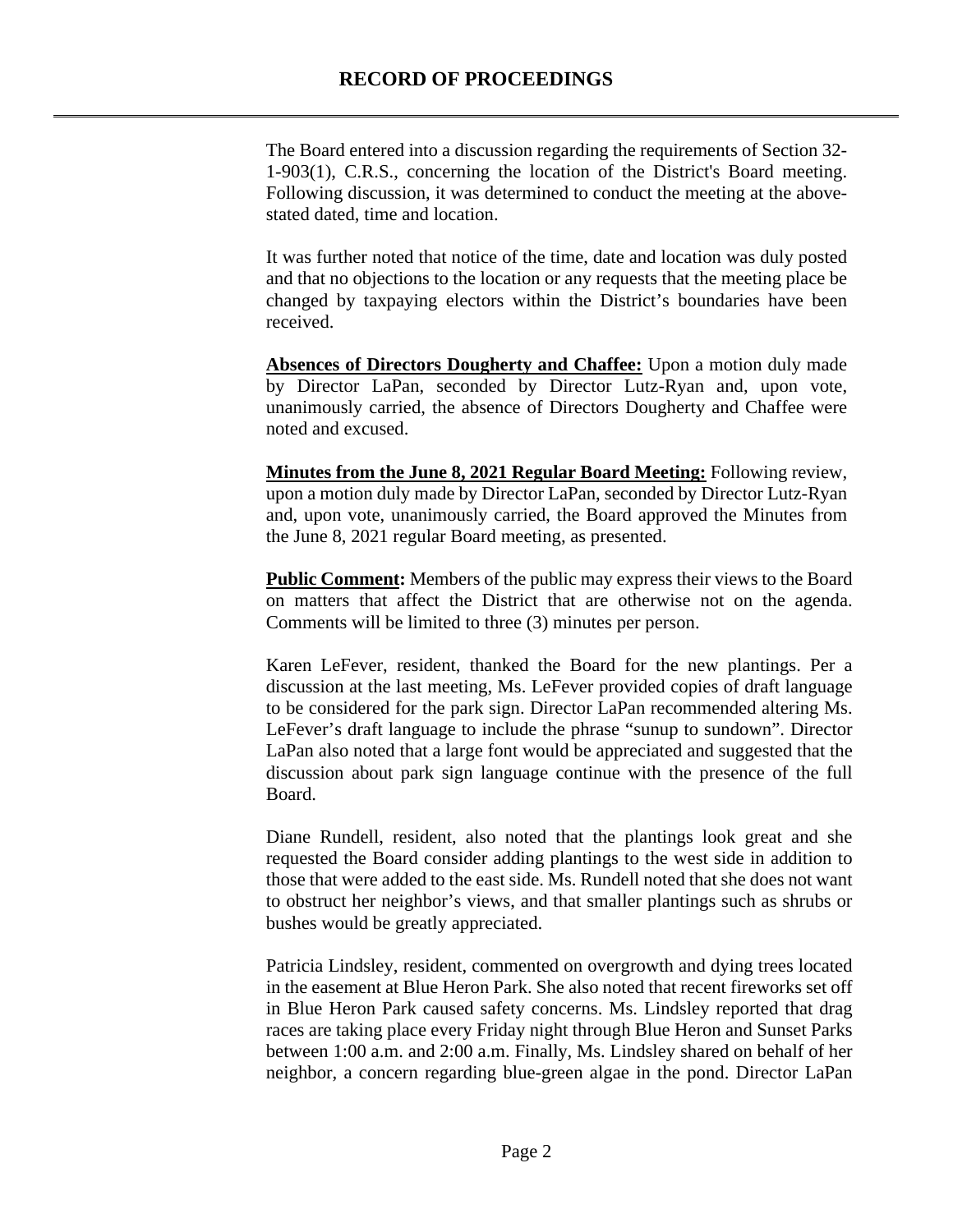The Board entered into a discussion regarding the requirements of Section 32-1-903(1), C.R.S., concerning the location of the District's Board meeting. Following discussion, it was determined to conduct the meeting at the above-stated dated, time and location.

It was further noted that notice of the time, date and location was duly posted and that no objections to the location or any requests that the meeting place be changed by taxpaying electors within the District's boundaries have been received.

**Absences of Directors Dougherty and Chaffee:** Upon a motion duly made by Director LaPan, seconded by Director Lutz-Ryan and, upon vote, unanimously carried, the absence of Directors Dougherty and Chaffee were noted and excused.

**Minutes from the June 8, 2021 Regular Board Meeting:** Following review, upon a motion duly made by Director LaPan, seconded by Director Lutz-Ryan and, upon vote, unanimously carried, the Board approved the Minutes from the June 8, 2021 regular Board meeting, as presented.

**Public Comment:** Members of the public may express their views to the Board on matters that affect the District that are otherwise not on the agenda. Comments will be limited to three (3) minutes per person.

Karen LeFever, resident, thanked the Board for the new plantings. Per a discussion at the last meeting, Ms. LeFever provided copies of draft language to be considered for the park sign. Director LaPan recommended altering Ms. LeFever's draft language to include the phrase "sunup to sundown". Director LaPan also noted that a large font would be appreciated and suggested that the discussion about park sign language continue with the presence of the full Board.

Diane Rundell, resident, also noted that the plantings look great and she requested the Board consider adding plantings to the west side in addition to those that were added to the east side. Ms. Rundell noted that she does not want to obstruct her neighbor's views, and that smaller plantings such as shrubs or bushes would be greatly appreciated.

Patricia Lindsley, resident, commented on overgrowth and dying trees located in the easement at Blue Heron Park. She also noted that recent fireworks set off in Blue Heron Park caused safety concerns. Ms. Lindsley reported that drag races are taking place every Friday night through Blue Heron and Sunset Parks between 1:00 a.m. and 2:00 a.m. Finally, Ms. Lindsley shared on behalf of her neighbor, a concern regarding blue-green algae in the pond. Director LaPan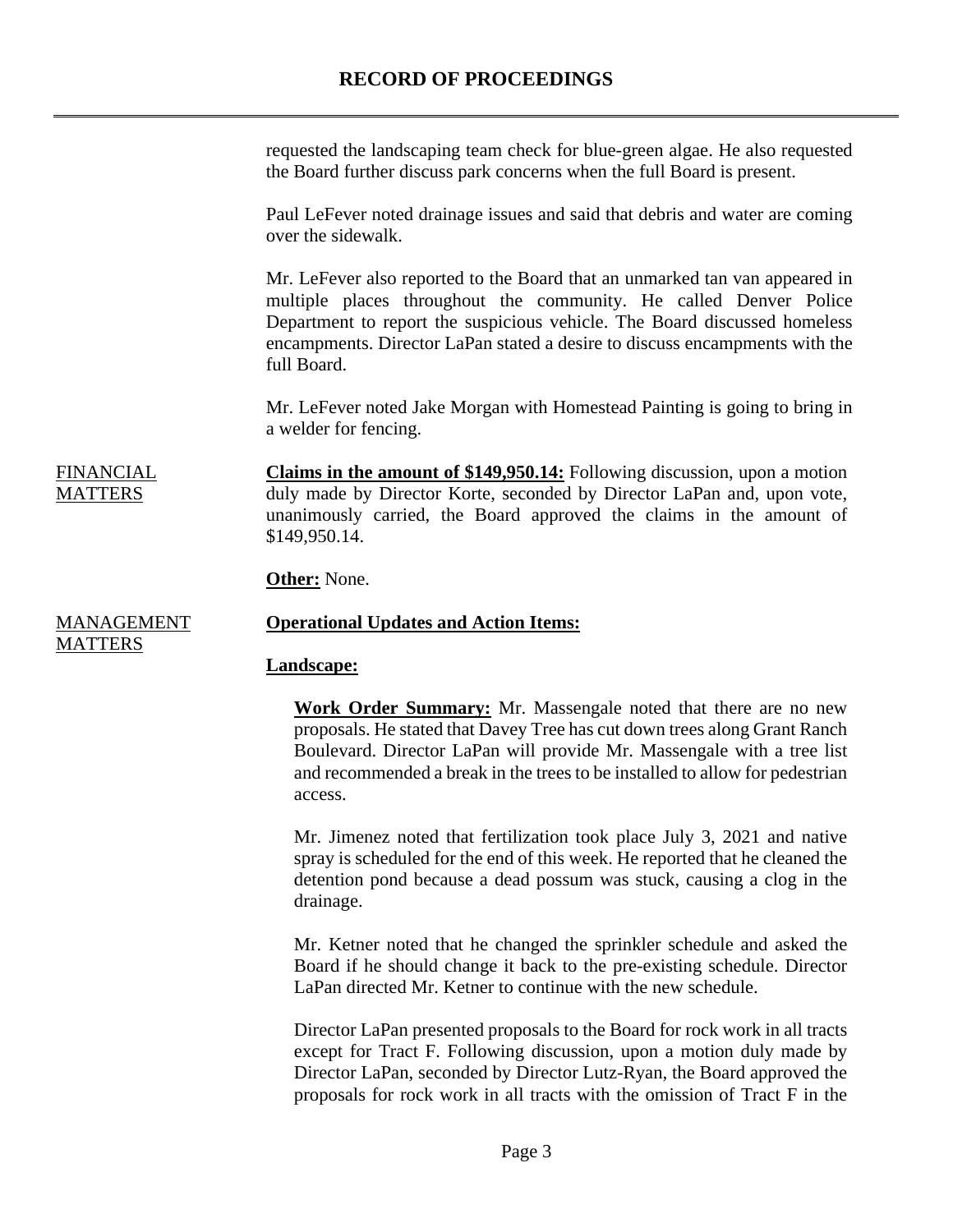requested the landscaping team check for blue-green algae. He also requested the Board further discuss park concerns when the full Board is present.

Paul LeFever noted drainage issues and said that debris and water are coming over the sidewalk.

Mr. LeFever also reported to the Board that an unmarked tan van appeared in multiple places throughout the community. He called Denver Police Department to report the suspicious vehicle. The Board discussed homeless encampments. Director LaPan stated a desire to discuss encampments with the full Board.

Mr. LeFever noted Jake Morgan with Homestead Painting is going to bring in a welder for fencing.

## FINANCIAL MATTERS

**Claims in the amount of $149,950.14:** Following discussion, upon a motion duly made by Director Korte, seconded by Director LaPan and, upon vote, unanimously carried, the Board approved the claims in the amount of $149,950.14.

**Other:** None.

## MANAGEMENT MATTERS

**Operational Updates and Action Items:**

**Landscape:**

**Work Order Summary:** Mr. Massengale noted that there are no new proposals. He stated that Davey Tree has cut down trees along Grant Ranch Boulevard. Director LaPan will provide Mr. Massengale with a tree list and recommended a break in the trees to be installed to allow for pedestrian access.

Mr. Jimenez noted that fertilization took place July 3, 2021 and native spray is scheduled for the end of this week. He reported that he cleaned the detention pond because a dead possum was stuck, causing a clog in the drainage.

Mr. Ketner noted that he changed the sprinkler schedule and asked the Board if he should change it back to the pre-existing schedule. Director LaPan directed Mr. Ketner to continue with the new schedule.

Director LaPan presented proposals to the Board for rock work in all tracts except for Tract F. Following discussion, upon a motion duly made by Director LaPan, seconded by Director Lutz-Ryan, the Board approved the proposals for rock work in all tracts with the omission of Tract F in the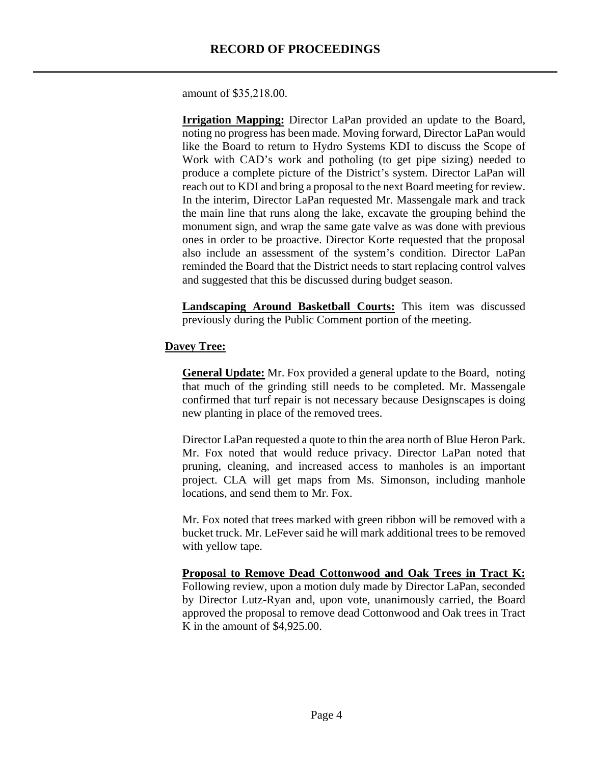amount of $35,218.00.

**Irrigation Mapping:** Director LaPan provided an update to the Board, noting no progress has been made. Moving forward, Director LaPan would like the Board to return to Hydro Systems KDI to discuss the Scope of Work with CAD's work and potholing (to get pipe sizing) needed to produce a complete picture of the District's system. Director LaPan will reach out to KDI and bring a proposal to the next Board meeting for review. In the interim, Director LaPan requested Mr. Massengale mark and track the main line that runs along the lake, excavate the grouping behind the monument sign, and wrap the same gate valve as was done with previous ones in order to be proactive. Director Korte requested that the proposal also include an assessment of the system's condition. Director LaPan reminded the Board that the District needs to start replacing control valves and suggested that this be discussed during budget season.

**Landscaping Around Basketball Courts:** This item was discussed previously during the Public Comment portion of the meeting.

**Davey Tree:**

**General Update:** Mr. Fox provided a general update to the Board, noting that much of the grinding still needs to be completed. Mr. Massengale confirmed that turf repair is not necessary because Designscapes is doing new planting in place of the removed trees.

Director LaPan requested a quote to thin the area north of Blue Heron Park. Mr. Fox noted that would reduce privacy. Director LaPan noted that pruning, cleaning, and increased access to manholes is an important project. CLA will get maps from Ms. Simonson, including manhole locations, and send them to Mr. Fox.

Mr. Fox noted that trees marked with green ribbon will be removed with a bucket truck. Mr. LeFever said he will mark additional trees to be removed with yellow tape.

**Proposal to Remove Dead Cottonwood and Oak Trees in Tract K:** Following review, upon a motion duly made by Director LaPan, seconded by Director Lutz-Ryan and, upon vote, unanimously carried, the Board approved the proposal to remove dead Cottonwood and Oak trees in Tract K in the amount of $4,925.00.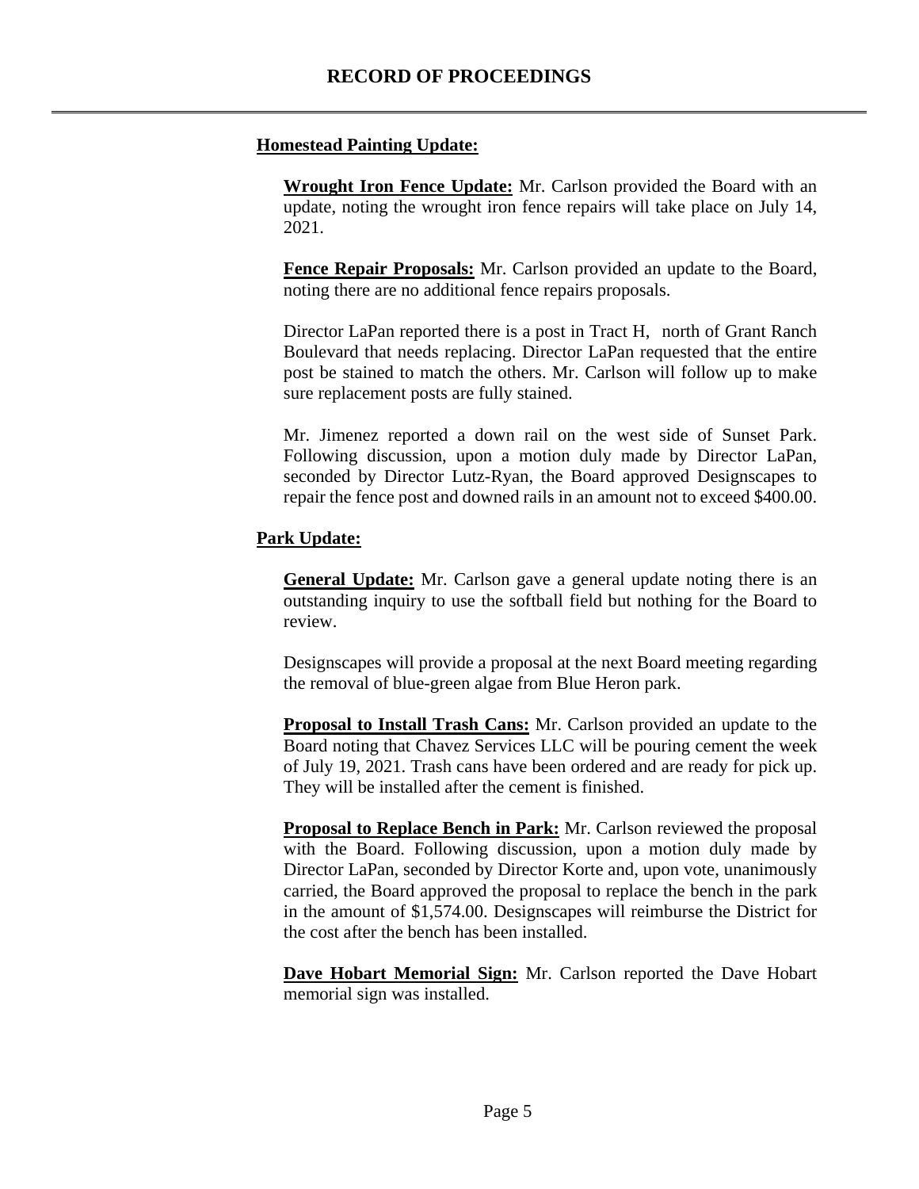**Homestead Painting Update:**

**Wrought Iron Fence Update:** Mr. Carlson provided the Board with an update, noting the wrought iron fence repairs will take place on July 14, 2021.

**Fence Repair Proposals:** Mr. Carlson provided an update to the Board, noting there are no additional fence repairs proposals.

Director LaPan reported there is a post in Tract H, north of Grant Ranch Boulevard that needs replacing. Director LaPan requested that the entire post be stained to match the others. Mr. Carlson will follow up to make sure replacement posts are fully stained.

Mr. Jimenez reported a down rail on the west side of Sunset Park. Following discussion, upon a motion duly made by Director LaPan, seconded by Director Lutz-Ryan, the Board approved Designscapes to repair the fence post and downed rails in an amount not to exceed $400.00.

**Park Update:**

**General Update:** Mr. Carlson gave a general update noting there is an outstanding inquiry to use the softball field but nothing for the Board to review.

Designscapes will provide a proposal at the next Board meeting regarding the removal of blue-green algae from Blue Heron park.

**Proposal to Install Trash Cans:** Mr. Carlson provided an update to the Board noting that Chavez Services LLC will be pouring cement the week of July 19, 2021. Trash cans have been ordered and are ready for pick up. They will be installed after the cement is finished.

**Proposal to Replace Bench in Park:** Mr. Carlson reviewed the proposal with the Board. Following discussion, upon a motion duly made by Director LaPan, seconded by Director Korte and, upon vote, unanimously carried, the Board approved the proposal to replace the bench in the park in the amount of $1,574.00. Designscapes will reimburse the District for the cost after the bench has been installed.

**Dave Hobart Memorial Sign:** Mr. Carlson reported the Dave Hobart memorial sign was installed.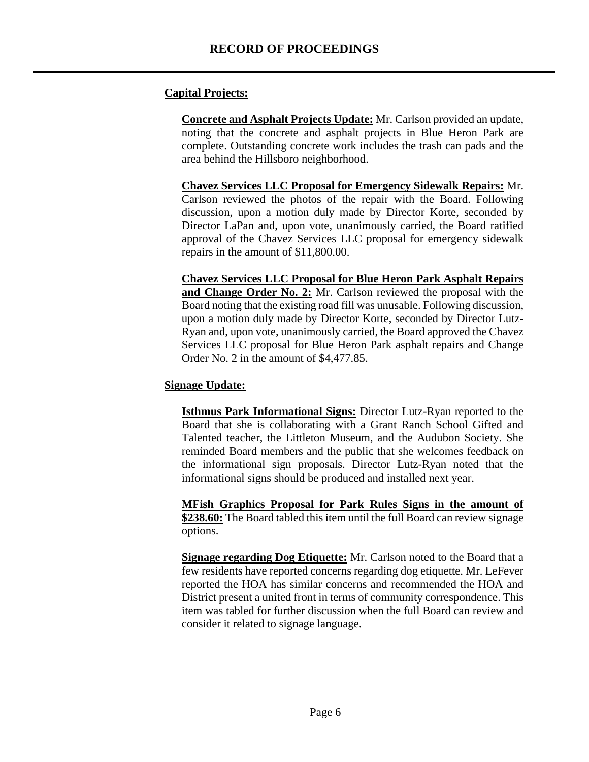**Capital Projects:**

**Concrete and Asphalt Projects Update:** Mr. Carlson provided an update, noting that the concrete and asphalt projects in Blue Heron Park are complete. Outstanding concrete work includes the trash can pads and the area behind the Hillsboro neighborhood.

**Chavez Services LLC Proposal for Emergency Sidewalk Repairs:** Mr. Carlson reviewed the photos of the repair with the Board. Following discussion, upon a motion duly made by Director Korte, seconded by Director LaPan and, upon vote, unanimously carried, the Board ratified approval of the Chavez Services LLC proposal for emergency sidewalk repairs in the amount of $11,800.00.

**Chavez Services LLC Proposal for Blue Heron Park Asphalt Repairs and Change Order No. 2:** Mr. Carlson reviewed the proposal with the Board noting that the existing road fill was unusable. Following discussion, upon a motion duly made by Director Korte, seconded by Director Lutz-Ryan and, upon vote, unanimously carried, the Board approved the Chavez Services LLC proposal for Blue Heron Park asphalt repairs and Change Order No. 2 in the amount of $4,477.85.

**Signage Update:**

**Isthmus Park Informational Signs:** Director Lutz-Ryan reported to the Board that she is collaborating with a Grant Ranch School Gifted and Talented teacher, the Littleton Museum, and the Audubon Society. She reminded Board members and the public that she welcomes feedback on the informational sign proposals. Director Lutz-Ryan noted that the informational signs should be produced and installed next year.

**MFish Graphics Proposal for Park Rules Signs in the amount of $238.60:** The Board tabled this item until the full Board can review signage options.

**Signage regarding Dog Etiquette:** Mr. Carlson noted to the Board that a few residents have reported concerns regarding dog etiquette. Mr. LeFever reported the HOA has similar concerns and recommended the HOA and District present a united front in terms of community correspondence. This item was tabled for further discussion when the full Board can review and consider it related to signage language.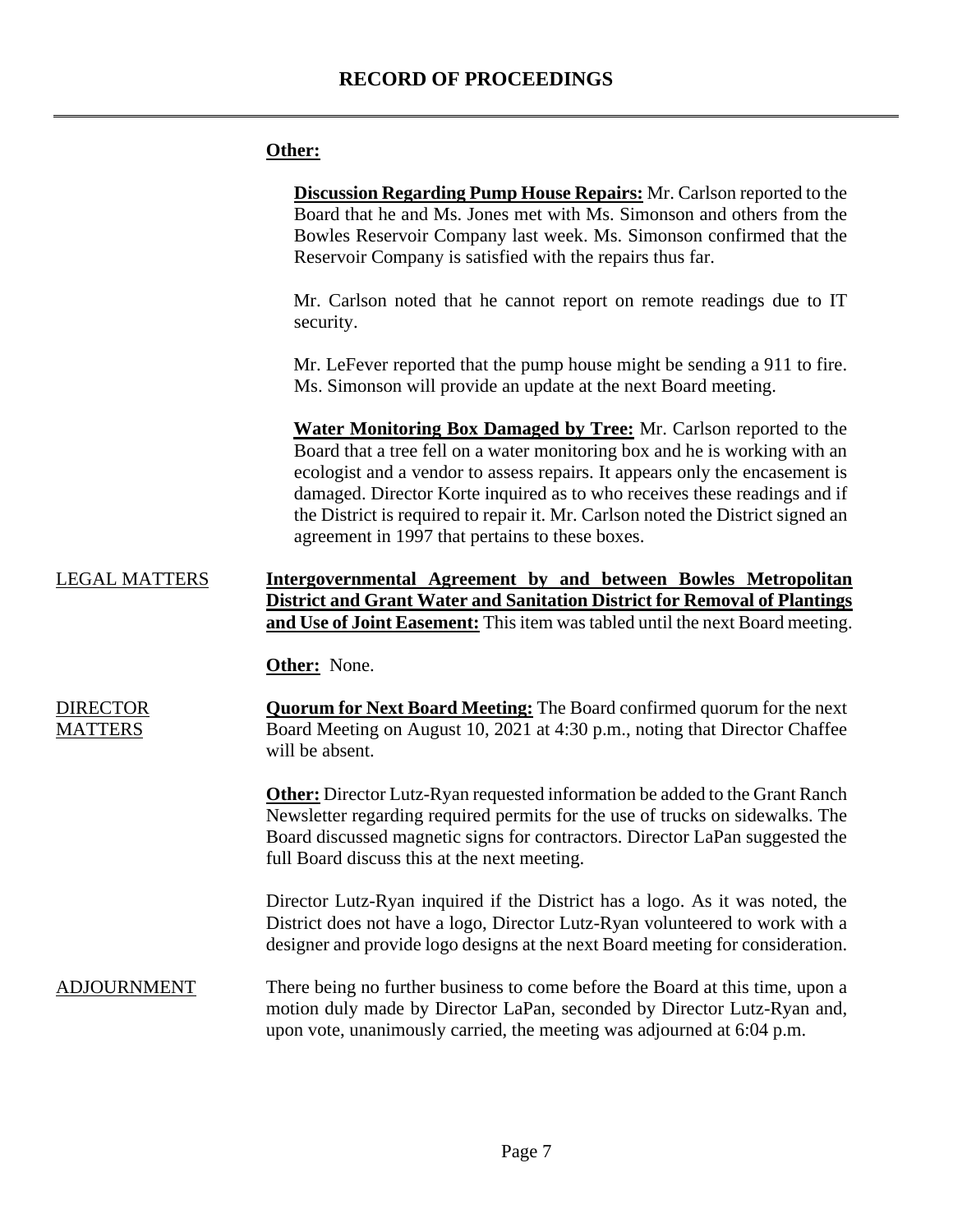**Other:**

**Discussion Regarding Pump House Repairs:** Mr. Carlson reported to the Board that he and Ms. Jones met with Ms. Simonson and others from the Bowles Reservoir Company last week. Ms. Simonson confirmed that the Reservoir Company is satisfied with the repairs thus far.

Mr. Carlson noted that he cannot report on remote readings due to IT security.

Mr. LeFever reported that the pump house might be sending a 911 to fire. Ms. Simonson will provide an update at the next Board meeting.

**Water Monitoring Box Damaged by Tree:** Mr. Carlson reported to the Board that a tree fell on a water monitoring box and he is working with an ecologist and a vendor to assess repairs. It appears only the encasement is damaged. Director Korte inquired as to who receives these readings and if the District is required to repair it. Mr. Carlson noted the District signed an agreement in 1997 that pertains to these boxes.

LEGAL MATTERS

**Intergovernmental Agreement by and between Bowles Metropolitan District and Grant Water and Sanitation District for Removal of Plantings and Use of Joint Easement:** This item was tabled until the next Board meeting.

**Other:** None.

DIRECTOR MATTERS

**Quorum for Next Board Meeting:** The Board confirmed quorum for the next Board Meeting on August 10, 2021 at 4:30 p.m., noting that Director Chaffee will be absent.

**Other:** Director Lutz-Ryan requested information be added to the Grant Ranch Newsletter regarding required permits for the use of trucks on sidewalks. The Board discussed magnetic signs for contractors. Director LaPan suggested the full Board discuss this at the next meeting.

Director Lutz-Ryan inquired if the District has a logo. As it was noted, the District does not have a logo, Director Lutz-Ryan volunteered to work with a designer and provide logo designs at the next Board meeting for consideration.

ADJOURNMENT

There being no further business to come before the Board at this time, upon a motion duly made by Director LaPan, seconded by Director Lutz-Ryan and, upon vote, unanimously carried, the meeting was adjourned at 6:04 p.m.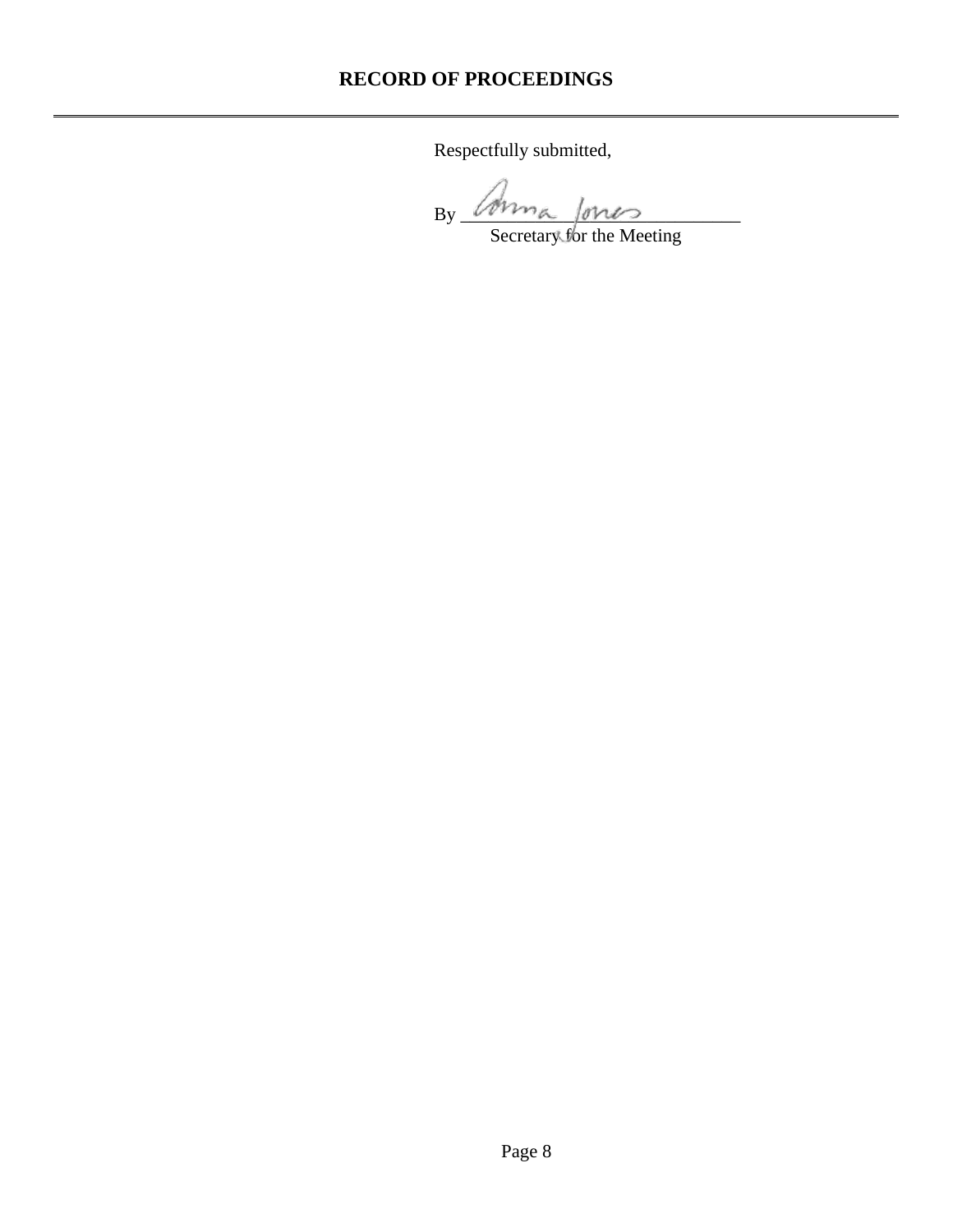Respectfully submitted,

By Anna Jones
Secretary for the Meeting